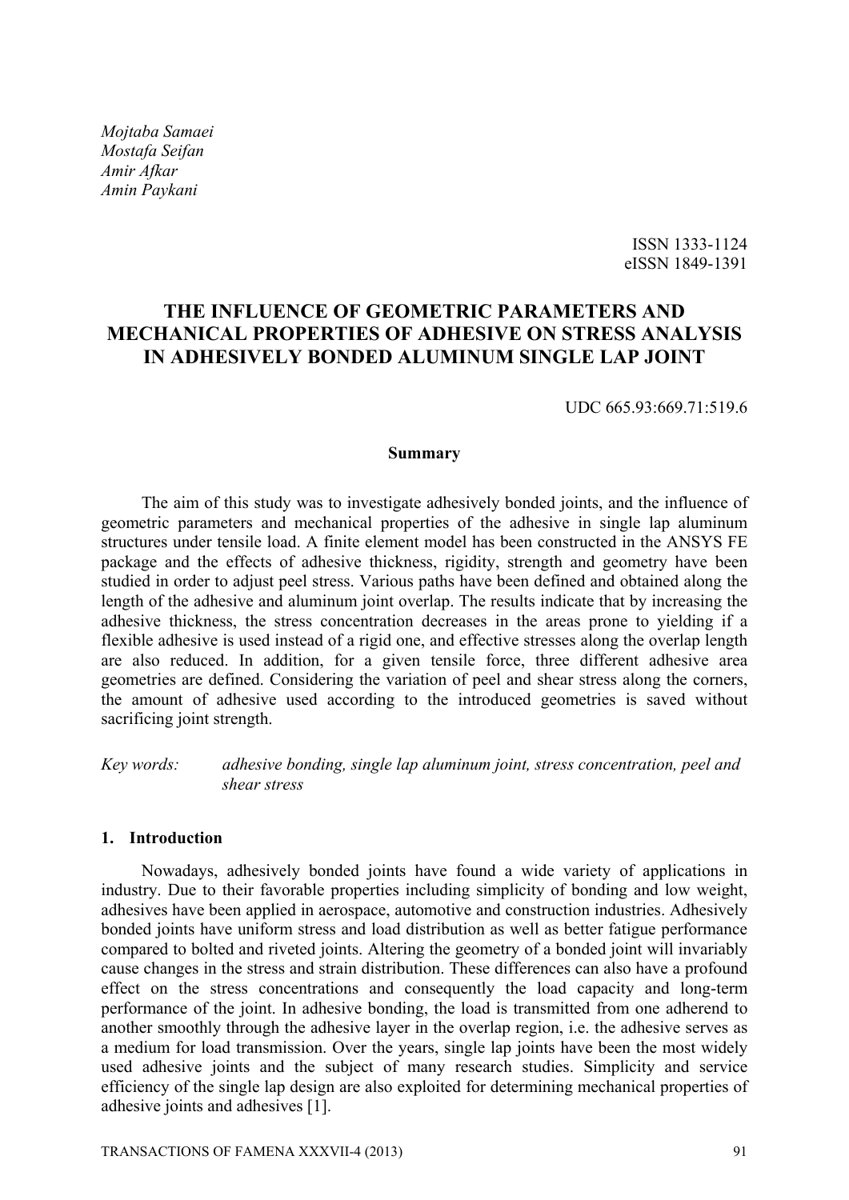*Mojtaba Samaei*
*Mostafa Seifan*
*Amir Afkar*
*Amin Paykani*

ISSN 1333-1124
eISSN 1849-1391

# THE INFLUENCE OF GEOMETRIC PARAMETERS AND MECHANICAL PROPERTIES OF ADHESIVE ON STRESS ANALYSIS IN ADHESIVELY BONDED ALUMINUM SINGLE LAP JOINT

UDC 665.93:669.71:519.6

## Summary

The aim of this study was to investigate adhesively bonded joints, and the influence of geometric parameters and mechanical properties of the adhesive in single lap aluminum structures under tensile load. A finite element model has been constructed in the ANSYS FE package and the effects of adhesive thickness, rigidity, strength and geometry have been studied in order to adjust peel stress. Various paths have been defined and obtained along the length of the adhesive and aluminum joint overlap. The results indicate that by increasing the adhesive thickness, the stress concentration decreases in the areas prone to yielding if a flexible adhesive is used instead of a rigid one, and effective stresses along the overlap length are also reduced. In addition, for a given tensile force, three different adhesive area geometries are defined. Considering the variation of peel and shear stress along the corners, the amount of adhesive used according to the introduced geometries is saved without sacrificing joint strength.

*Key words:* *adhesive bonding, single lap aluminum joint, stress concentration, peel and shear stress*

## 1. Introduction

Nowadays, adhesively bonded joints have found a wide variety of applications in industry. Due to their favorable properties including simplicity of bonding and low weight, adhesives have been applied in aerospace, automotive and construction industries. Adhesively bonded joints have uniform stress and load distribution as well as better fatigue performance compared to bolted and riveted joints. Altering the geometry of a bonded joint will invariably cause changes in the stress and strain distribution. These differences can also have a profound effect on the stress concentrations and consequently the load capacity and long-term performance of the joint. In adhesive bonding, the load is transmitted from one adherend to another smoothly through the adhesive layer in the overlap region, i.e. the adhesive serves as a medium for load transmission. Over the years, single lap joints have been the most widely used adhesive joints and the subject of many research studies. Simplicity and service efficiency of the single lap design are also exploited for determining mechanical properties of adhesive joints and adhesives [1].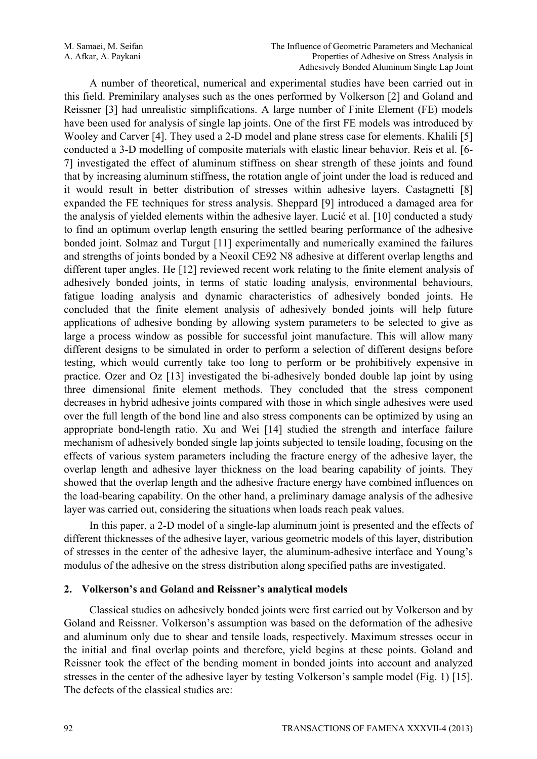A number of theoretical, numerical and experimental studies have been carried out in this field. Preminilary analyses such as the ones performed by Volkerson [2] and Goland and Reissner [3] had unrealistic simplifications. A large number of Finite Element (FE) models have been used for analysis of single lap joints. One of the first FE models was introduced by Wooley and Carver [4]. They used a 2-D model and plane stress case for elements. Khalili [5] conducted a 3-D modelling of composite materials with elastic linear behavior. Reis et al. [6-7] investigated the effect of aluminum stiffness on shear strength of these joints and found that by increasing aluminum stiffness, the rotation angle of joint under the load is reduced and it would result in better distribution of stresses within adhesive layers. Castagnetti [8] expanded the FE techniques for stress analysis. Sheppard [9] introduced a damaged area for the analysis of yielded elements within the adhesive layer. Lucić et al. [10] conducted a study to find an optimum overlap length ensuring the settled bearing performance of the adhesive bonded joint. Solmaz and Turgut [11] experimentally and numerically examined the failures and strengths of joints bonded by a Neoxil CE92 N8 adhesive at different overlap lengths and different taper angles. He [12] reviewed recent work relating to the finite element analysis of adhesively bonded joints, in terms of static loading analysis, environmental behaviours, fatigue loading analysis and dynamic characteristics of adhesively bonded joints. He concluded that the finite element analysis of adhesively bonded joints will help future applications of adhesive bonding by allowing system parameters to be selected to give as large a process window as possible for successful joint manufacture. This will allow many different designs to be simulated in order to perform a selection of different designs before testing, which would currently take too long to perform or be prohibitively expensive in practice. Ozer and Oz [13] investigated the bi-adhesively bonded double lap joint by using three dimensional finite element methods. They concluded that the stress component decreases in hybrid adhesive joints compared with those in which single adhesives were used over the full length of the bond line and also stress components can be optimized by using an appropriate bond-length ratio. Xu and Wei [14] studied the strength and interface failure mechanism of adhesively bonded single lap joints subjected to tensile loading, focusing on the effects of various system parameters including the fracture energy of the adhesive layer, the overlap length and adhesive layer thickness on the load bearing capability of joints. They showed that the overlap length and the adhesive fracture energy have combined influences on the load-bearing capability. On the other hand, a preliminary damage analysis of the adhesive layer was carried out, considering the situations when loads reach peak values.

In this paper, a 2-D model of a single-lap aluminum joint is presented and the effects of different thicknesses of the adhesive layer, various geometric models of this layer, distribution of stresses in the center of the adhesive layer, the aluminum-adhesive interface and Young's modulus of the adhesive on the stress distribution along specified paths are investigated.

## 2. Volkerson's and Goland and Reissner's analytical models

Classical studies on adhesively bonded joints were first carried out by Volkerson and by Goland and Reissner. Volkerson's assumption was based on the deformation of the adhesive and aluminum only due to shear and tensile loads, respectively. Maximum stresses occur in the initial and final overlap points and therefore, yield begins at these points. Goland and Reissner took the effect of the bending moment in bonded joints into account and analyzed stresses in the center of the adhesive layer by testing Volkerson's sample model (Fig. 1) [15]. The defects of the classical studies are: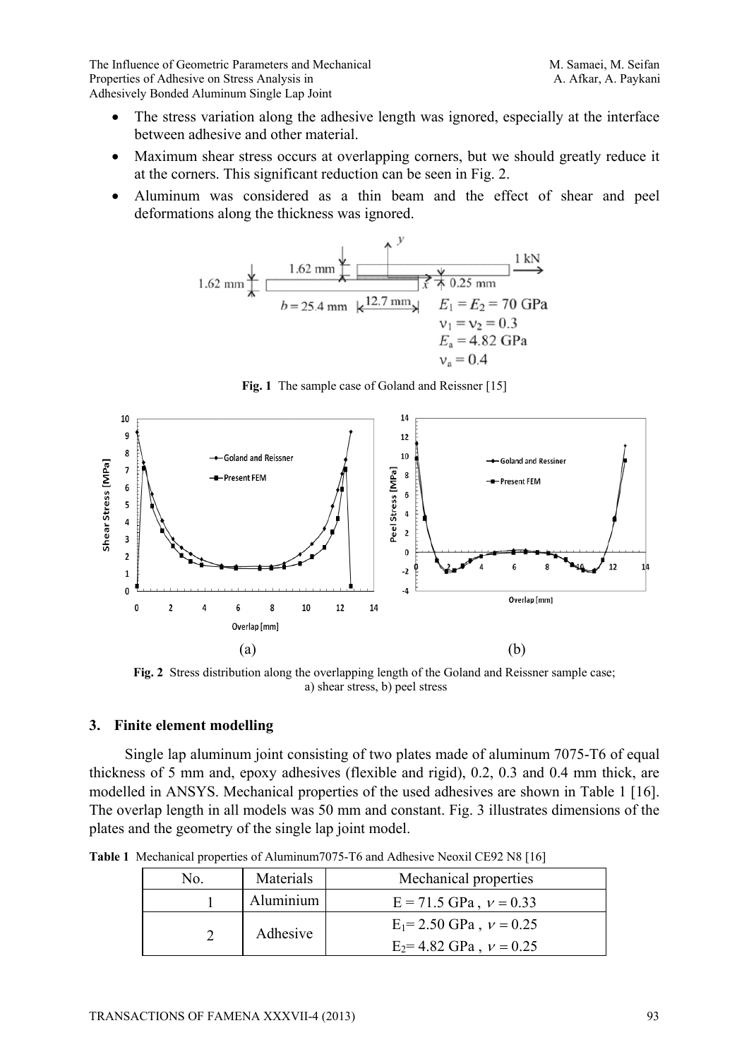- The stress variation along the adhesive length was ignored, especially at the interface between adhesive and other material.
- Maximum shear stress occurs at overlapping corners, but we should greatly reduce it at the corners. This significant reduction can be seen in Fig. 2.
- Aluminum was considered as a thin beam and the effect of shear and peel deformations along the thickness was ignored.

**Fig. 1** The sample case of Goland and Reissner [15]

(a) (b)

**Fig. 2** Stress distribution along the overlapping length of the Goland and Reissner sample case; a) shear stress, b) peel stress

## 3. Finite element modelling

Single lap aluminum joint consisting of two plates made of aluminum 7075-T6 of equal thickness of 5 mm and, epoxy adhesives (flexible and rigid), 0.2, 0.3 and 0.4 mm thick, are modelled in ANSYS. Mechanical properties of the used adhesives are shown in Table 1 [16]. The overlap length in all models was 50 mm and constant. Fig. 3 illustrates dimensions of the plates and the geometry of the single lap joint model.

**Table 1** Mechanical properties of Aluminum7075-T6 and Adhesive Neoxil CE92 N8 [16]

| No. | Materials | Mechanical properties |
|---|---|---|
| 1 | Aluminium | E = 71.5 GPa , $\nu = 0.33$ |
| 2 | Adhesive | $E_1$= 2.50 GPa , $\nu = 0.25$ |
| | | $E_2$= 4.82 GPa , $\nu = 0.25$ |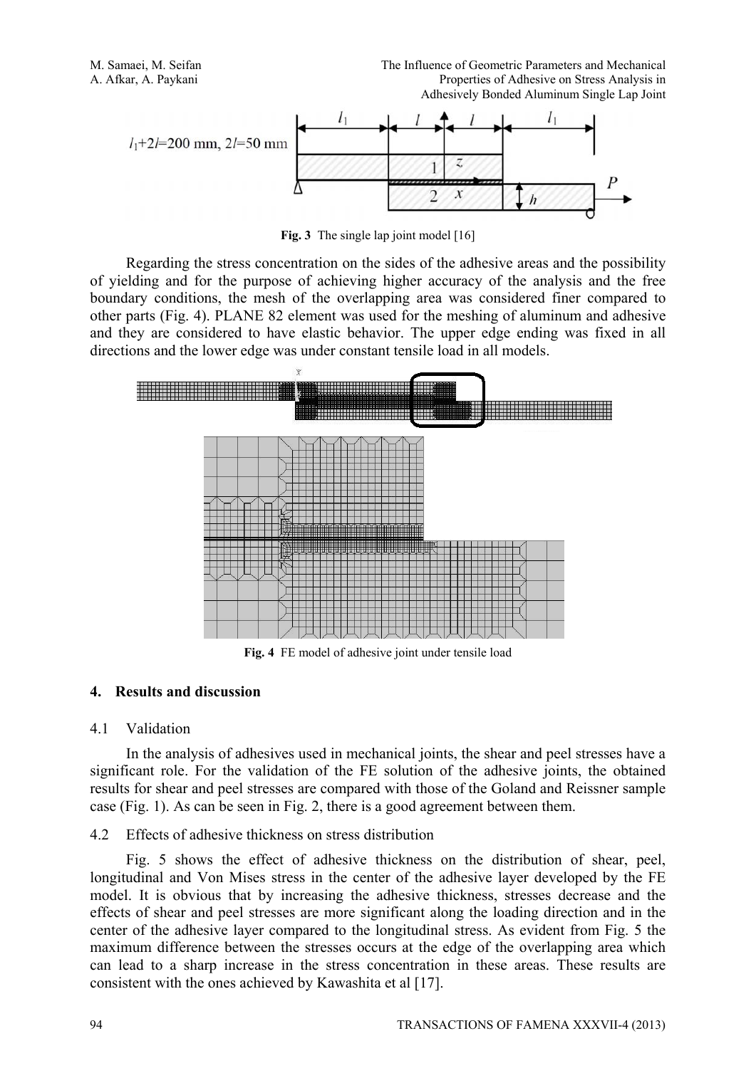Fig. 3 The single lap joint model [16]

Regarding the stress concentration on the sides of the adhesive areas and the possibility of yielding and for the purpose of achieving higher accuracy of the analysis and the free boundary conditions, the mesh of the overlapping area was considered finer compared to other parts (Fig. 4). PLANE 82 element was used for the meshing of aluminum and adhesive and they are considered to have elastic behavior. The upper edge ending was fixed in all directions and the lower edge was under constant tensile load in all models.

Fig. 4 FE model of adhesive joint under tensile load

## 4. Results and discussion

### 4.1 Validation

In the analysis of adhesives used in mechanical joints, the shear and peel stresses have a significant role. For the validation of the FE solution of the adhesive joints, the obtained results for shear and peel stresses are compared with those of the Goland and Reissner sample case (Fig. 1). As can be seen in Fig. 2, there is a good agreement between them.

### 4.2 Effects of adhesive thickness on stress distribution

Fig. 5 shows the effect of adhesive thickness on the distribution of shear, peel, longitudinal and Von Mises stress in the center of the adhesive layer developed by the FE model. It is obvious that by increasing the adhesive thickness, stresses decrease and the effects of shear and peel stresses are more significant along the loading direction and in the center of the adhesive layer compared to the longitudinal stress. As evident from Fig. 5 the maximum difference between the stresses occurs at the edge of the overlapping area which can lead to a sharp increase in the stress concentration in these areas. These results are consistent with the ones achieved by Kawashita et al [17].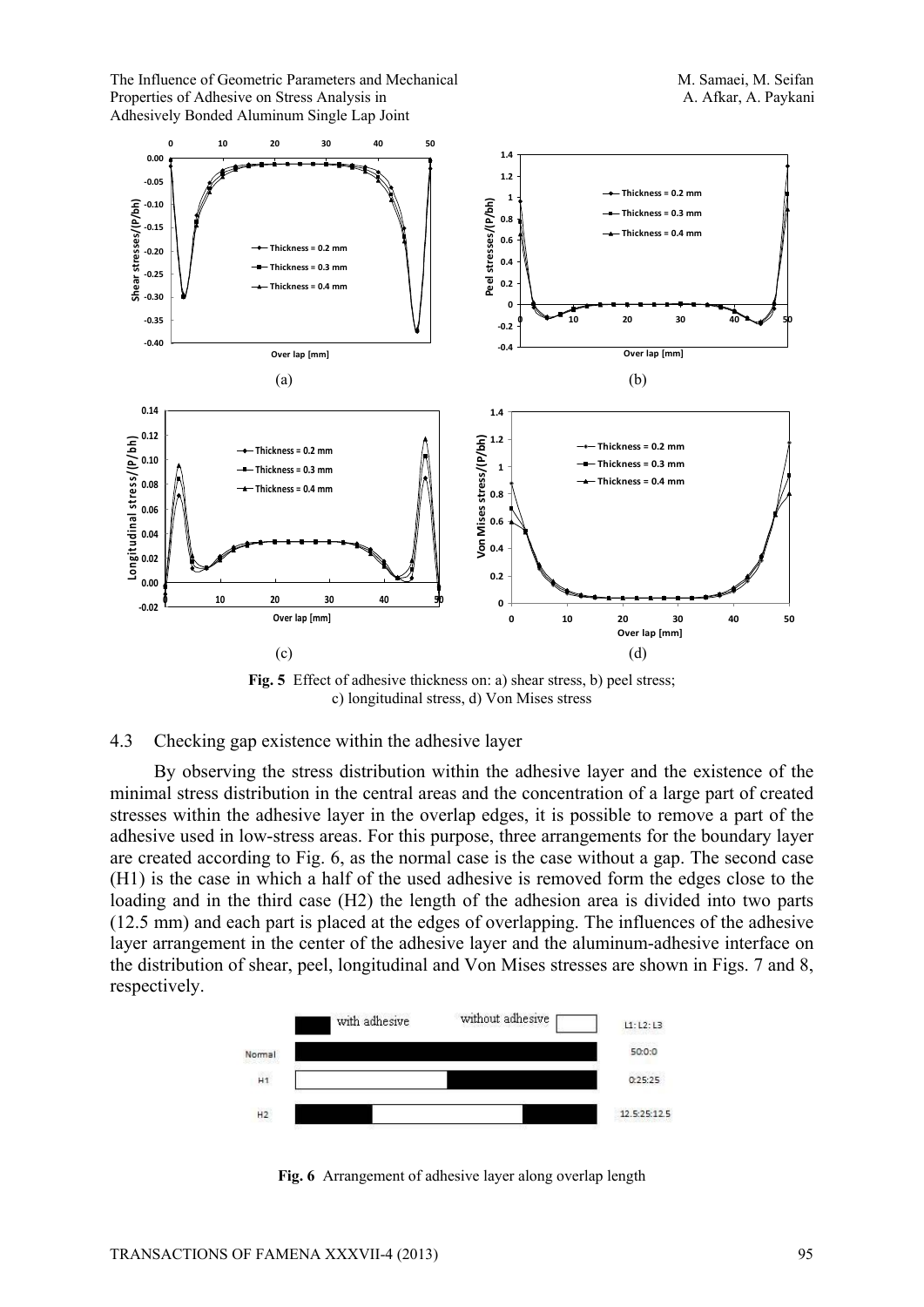**Fig. 5** Effect of adhesive thickness on: a) shear stress, b) peel stress; c) longitudinal stress, d) Von Mises stress

## 4.3 Checking gap existence within the adhesive layer

By observing the stress distribution within the adhesive layer and the existence of the minimal stress distribution in the central areas and the concentration of a large part of created stresses within the adhesive layer in the overlap edges, it is possible to remove a part of the adhesive used in low-stress areas. For this purpose, three arrangements for the boundary layer are created according to Fig. 6, as the normal case is the case without a gap. The second case (H1) is the case in which a half of the used adhesive is removed form the edges close to the loading and in the third case (H2) the length of the adhesion area is divided into two parts (12.5 mm) and each part is placed at the edges of overlapping. The influences of the adhesive layer arrangement in the center of the adhesive layer and the aluminum-adhesive interface on the distribution of shear, peel, longitudinal and Von Mises stresses are shown in Figs. 7 and 8, respectively.

**Fig. 6** Arrangement of adhesive layer along overlap length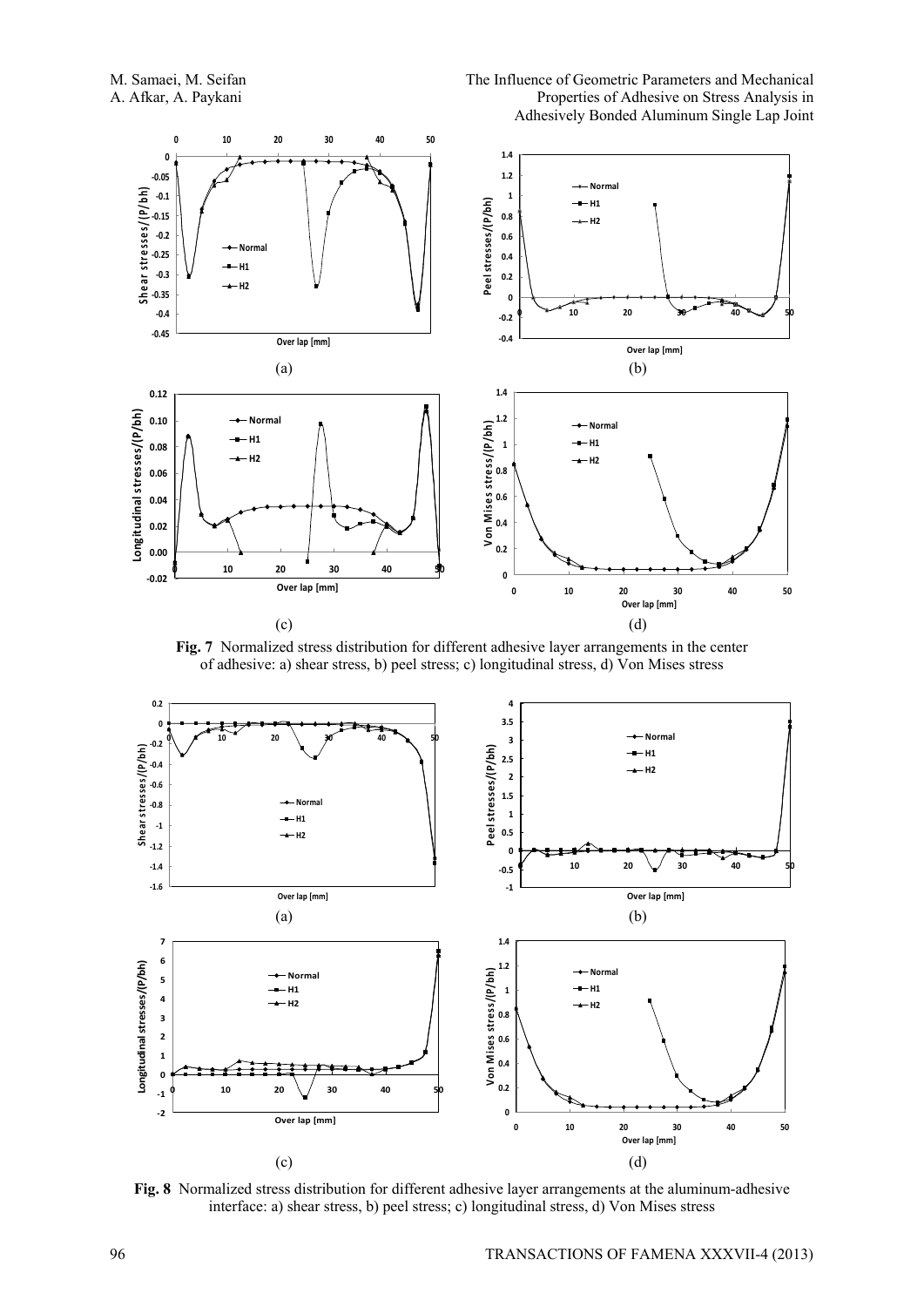(a)

(b)

(c)

(d)

**Fig. 7** Normalized stress distribution for different adhesive layer arrangements in the center of adhesive: a) shear stress, b) peel stress; c) longitudinal stress, d) Von Mises stress

(a)

(b)

(c)

(d)

**Fig. 8** Normalized stress distribution for different adhesive layer arrangements at the aluminum-adhesive interface: a) shear stress, b) peel stress; c) longitudinal stress, d) Von Mises stress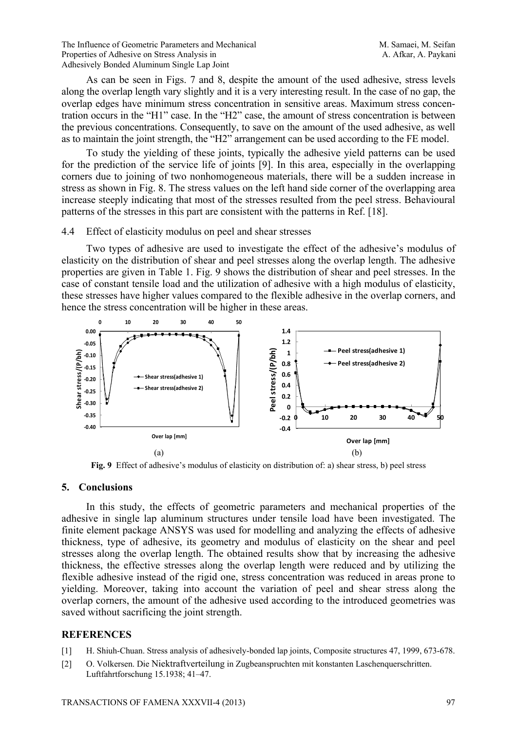As can be seen in Figs. 7 and 8, despite the amount of the used adhesive, stress levels along the overlap length vary slightly and it is a very interesting result. In the case of no gap, the overlap edges have minimum stress concentration in sensitive areas. Maximum stress concentration occurs in the "H1" case. In the "H2" case, the amount of stress concentration is between the previous concentrations. Consequently, to save on the amount of the used adhesive, as well as to maintain the joint strength, the "H2" arrangement can be used according to the FE model.

To study the yielding of these joints, typically the adhesive yield patterns can be used for the prediction of the service life of joints [9]. In this area, especially in the overlapping corners due to joining of two nonhomogeneous materials, there will be a sudden increase in stress as shown in Fig. 8. The stress values on the left hand side corner of the overlapping area increase steeply indicating that most of the stresses resulted from the peel stress. Behavioural patterns of the stresses in this part are consistent with the patterns in Ref. [18].

### 4.4 Effect of elasticity modulus on peel and shear stresses

Two types of adhesive are used to investigate the effect of the adhesive's modulus of elasticity on the distribution of shear and peel stresses along the overlap length. The adhesive properties are given in Table 1. Fig. 9 shows the distribution of shear and peel stresses. In the case of constant tensile load and the utilization of adhesive with a high modulus of elasticity, these stresses have higher values compared to the flexible adhesive in the overlap corners, and hence the stress concentration will be higher in these areas.

(a) (b)

**Fig. 9** Effect of adhesive's modulus of elasticity on distribution of: a) shear stress, b) peel stress

## 5. Conclusions

In this study, the effects of geometric parameters and mechanical properties of the adhesive in single lap aluminum structures under tensile load have been investigated. The finite element package ANSYS was used for modelling and analyzing the effects of adhesive thickness, type of adhesive, its geometry and modulus of elasticity on the shear and peel stresses along the overlap length. The obtained results show that by increasing the adhesive thickness, the effective stresses along the overlap length were reduced and by utilizing the flexible adhesive instead of the rigid one, stress concentration was reduced in areas prone to yielding. Moreover, taking into account the variation of peel and shear stress along the overlap corners, the amount of the adhesive used according to the introduced geometries was saved without sacrificing the joint strength.

## REFERENCES

[1] H. Shiuh-Chuan. Stress analysis of adhesively-bonded lap joints, Composite structures 47, 1999, 673-678.

[2] O. Volkersen. Die Niektraftverteilung in Zugbeanspruchten mit konstanten Laschenquerschritten. Luftfahrtforschung 15.1938; 41–47.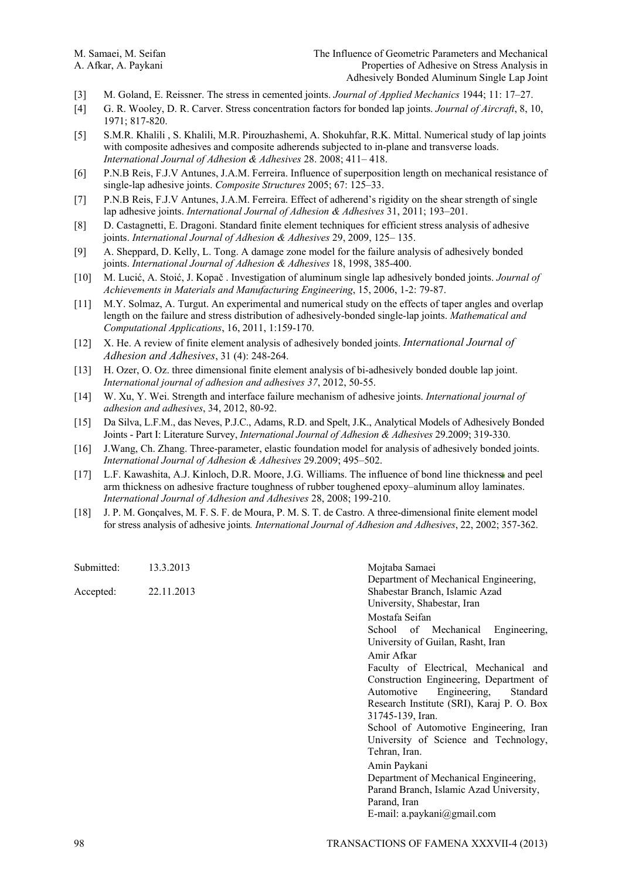[3] M. Goland, E. Reissner. The stress in cemented joints. *Journal of Applied Mechanics* 1944; 11: 17–27.

[4] G. R. Wooley, D. R. Carver. Stress concentration factors for bonded lap joints. *Journal of Aircraft*, 8, 10, 1971; 817-820.

[5] S.M.R. Khalili , S. Khalili, M.R. Pirouzhashemi, A. Shokuhfar, R.K. Mittal. Numerical study of lap joints with composite adhesives and composite adherends subjected to in-plane and transverse loads. *International Journal of Adhesion & Adhesives* 28. 2008; 411– 418.

[6] P.N.B Reis, F.J.V Antunes, J.A.M. Ferreira. Influence of superposition length on mechanical resistance of single-lap adhesive joints. *Composite Structures* 2005; 67: 125–33.

[7] P.N.B Reis, F.J.V Antunes, J.A.M. Ferreira. Effect of adherend's rigidity on the shear strength of single lap adhesive joints. *International Journal of Adhesion & Adhesives* 31, 2011; 193–201.

[8] D. Castagnetti, E. Dragoni. Standard finite element techniques for efficient stress analysis of adhesive joints. *International Journal of Adhesion & Adhesives* 29, 2009, 125– 135.

[9] A. Sheppard, D. Kelly, L. Tong. A damage zone model for the failure analysis of adhesively bonded joints. *International Journal of Adhesion & Adhesives* 18, 1998, 385-400.

[10] M. Lucić, A. Stoić, J. Kopač . Investigation of aluminum single lap adhesively bonded joints. *Journal of Achievements in Materials and Manufacturing Engineering*, 15, 2006, 1-2: 79-87.

[11] M.Y. Solmaz, A. Turgut. An experimental and numerical study on the effects of taper angles and overlap length on the failure and stress distribution of adhesively-bonded single-lap joints. *Mathematical and Computational Applications*, 16, 2011, 1:159-170.

[12] X. He. A review of finite element analysis of adhesively bonded joints. *International Journal of Adhesion and Adhesives*, 31 (4): 248-264.

[13] H. Ozer, O. Oz. three dimensional finite element analysis of bi-adhesively bonded double lap joint. *International journal of adhesion and adhesives 37*, 2012, 50-55.

[14] W. Xu, Y. Wei. Strength and interface failure mechanism of adhesive joints. *International journal of adhesion and adhesives*, 34, 2012, 80-92.

[15] Da Silva, L.F.M., das Neves, P.J.C., Adams, R.D. and Spelt, J.K., Analytical Models of Adhesively Bonded Joints - Part I: Literature Survey, *International Journal of Adhesion & Adhesives* 29.2009; 319-330.

[16] J.Wang, Ch. Zhang. Three-parameter, elastic foundation model for analysis of adhesively bonded joints. *International Journal of Adhesion & Adhesives* 29.2009; 495–502.

[17] L.F. Kawashita, A.J. Kinloch, D.R. Moore, J.G. Williams. The influence of bond line thickness and peel arm thickness on adhesive fracture toughness of rubber toughened epoxy–aluminum alloy laminates. *International Journal of Adhesion and Adhesives* 28, 2008; 199-210.

[18] J. P. M. Gonçalves, M. F. S. F. de Moura, P. M. S. T. de Castro. A three-dimensional finite element model for stress analysis of adhesive joints*. International Journal of Adhesion and Adhesives*, 22, 2002; 357-362.

Submitted: 13.3.2013

Accepted: 22.11.2013

Mojtaba Samaei
Department of Mechanical Engineering, Shabestar Branch, Islamic Azad University, Shabestar, Iran

Mostafa Seifan
School of Mechanical Engineering, University of Guilan, Rasht, Iran

Amir Afkar
Faculty of Electrical, Mechanical and Construction Engineering, Department of Automotive Engineering, Standard Research Institute (SRI), Karaj P. O. Box 31745-139, Iran.
School of Automotive Engineering, Iran University of Science and Technology, Tehran, Iran.

Amin Paykani
Department of Mechanical Engineering, Parand Branch, Islamic Azad University, Parand, Iran
E-mail: a.paykani@gmail.com